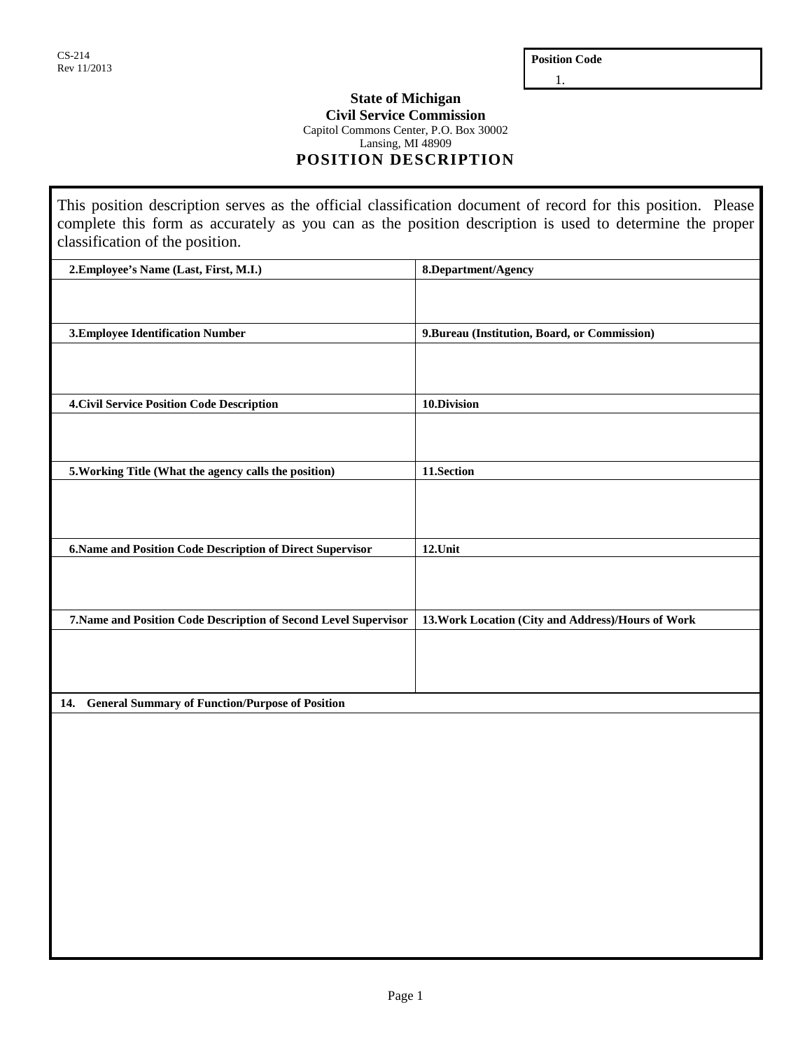CS-214
Rev 11/2013

| **Position Code** |
|---|
| 1. |

**State of Michigan**
**Civil Service Commission**
Capitol Commons Center, P.O. Box 30002
Lansing, MI 48909

# POSITION DESCRIPTION

This position description serves as the official classification document of record for this position. Please complete this form as accurately as you can as the position description is used to determine the proper classification of the position.

| **2.Employee's Name (Last, First, M.I.)** | **8.Department/Agency** |
|---|---|
| | |
| **3.Employee Identification Number** | **9.Bureau (Institution, Board, or Commission)** |
| | |
| **4.Civil Service Position Code Description** | **10.Division** |
| | |
| **5.Working Title (What the agency calls the position)** | **11.Section** |
| | |
| **6.Name and Position Code Description of Direct Supervisor** | **12.Unit** |
| | |
| **7.Name and Position Code Description of Second Level Supervisor** | **13.Work Location (City and Address)/Hours of Work** |
| | |

**14. General Summary of Function/Purpose of Position**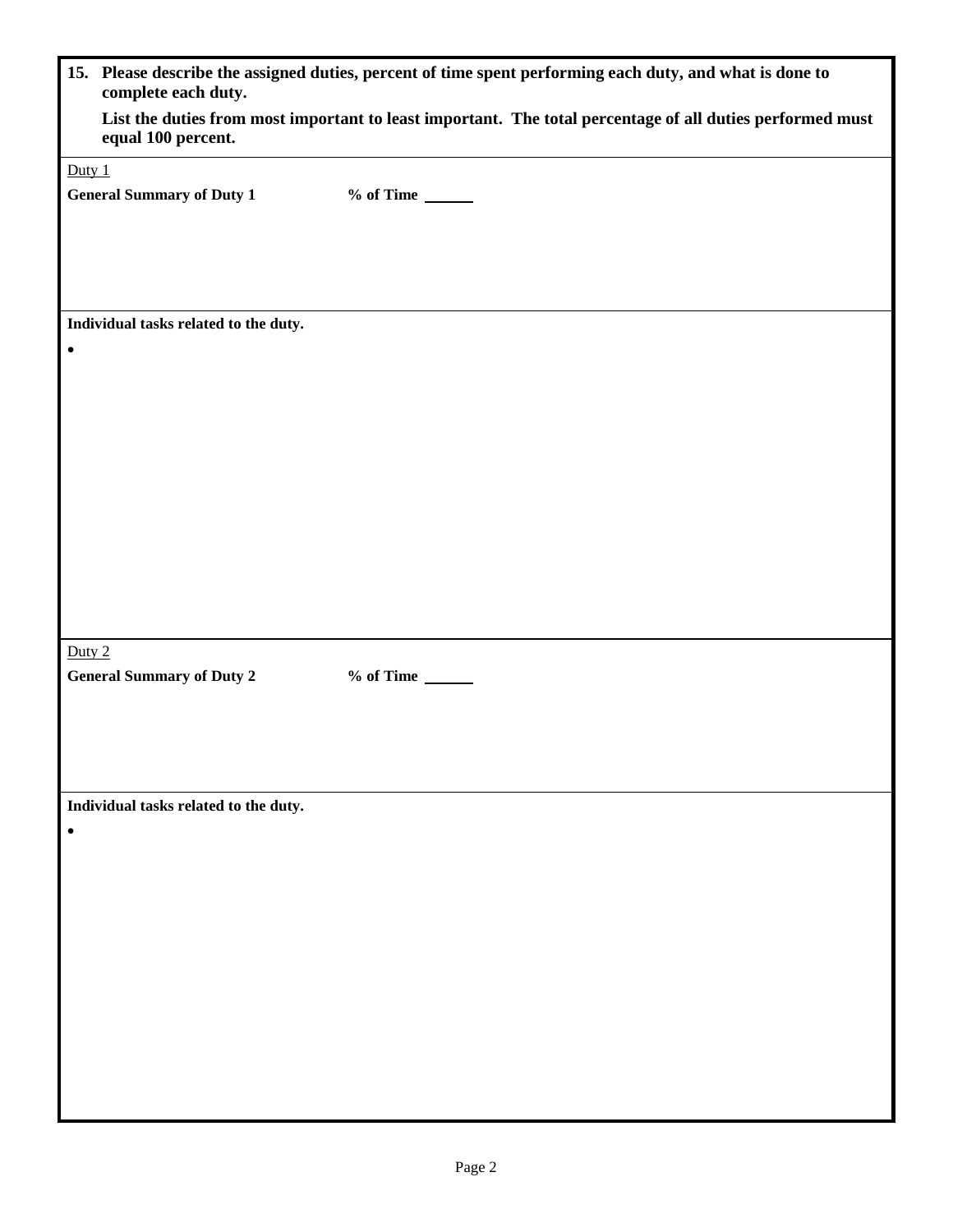**15. Please describe the assigned duties, percent of time spent performing each duty, and what is done to complete each duty.**

**List the duties from most important to least important. The total percentage of all duties performed must equal 100 percent.**

Duty 1

**General Summary of Duty 1** **% of Time** ______

**Individual tasks related to the duty.**

-

Duty 2

**General Summary of Duty 2** **% of Time** ______

**Individual tasks related to the duty.**

-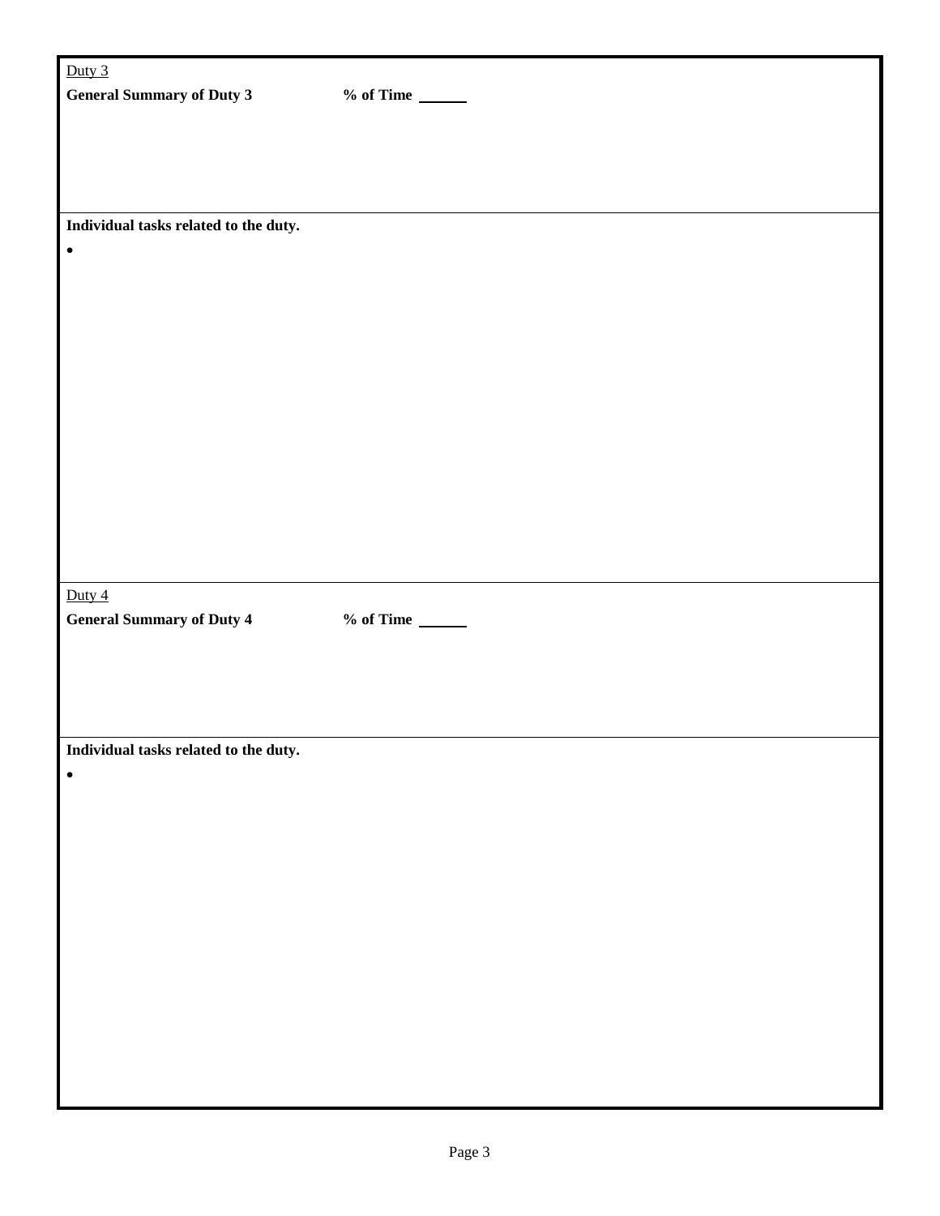Duty 3

**General Summary of Duty 3** **% of Time** ______

**Individual tasks related to the duty.**

- 

Duty 4

**General Summary of Duty 4** **% of Time** ______

**Individual tasks related to the duty.**

-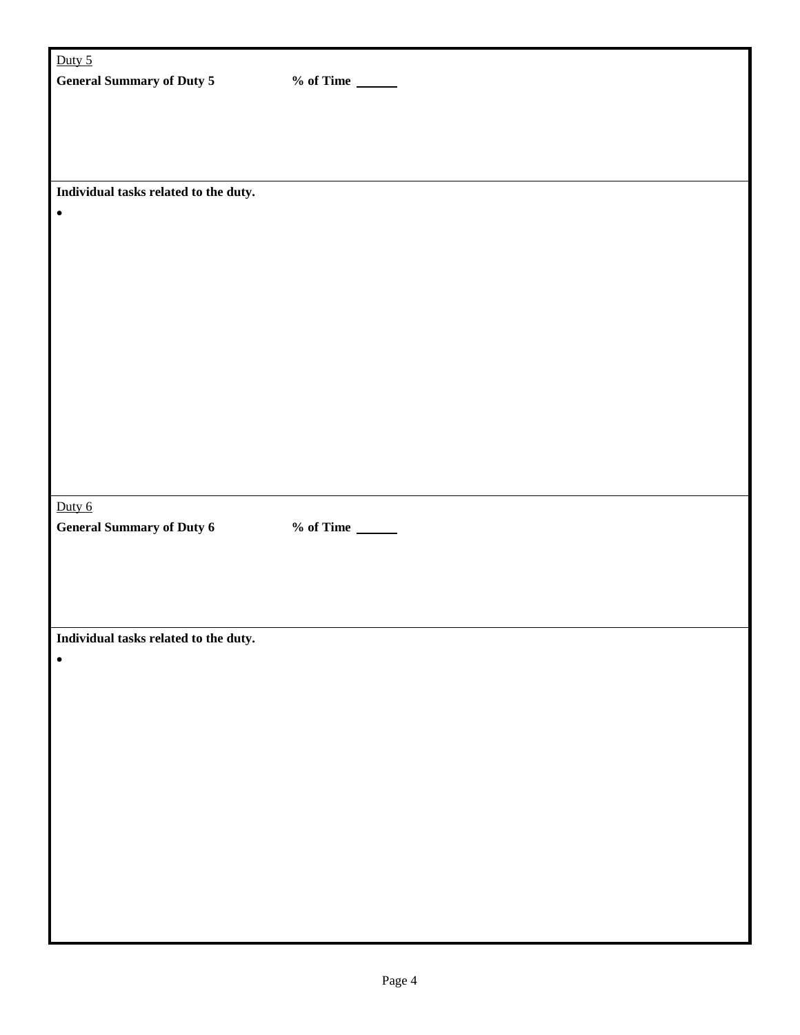Duty 5

**General Summary of Duty 5** **% of Time** ______

**Individual tasks related to the duty.**

- 

Duty 6

**General Summary of Duty 6** **% of Time** ______

**Individual tasks related to the duty.**

-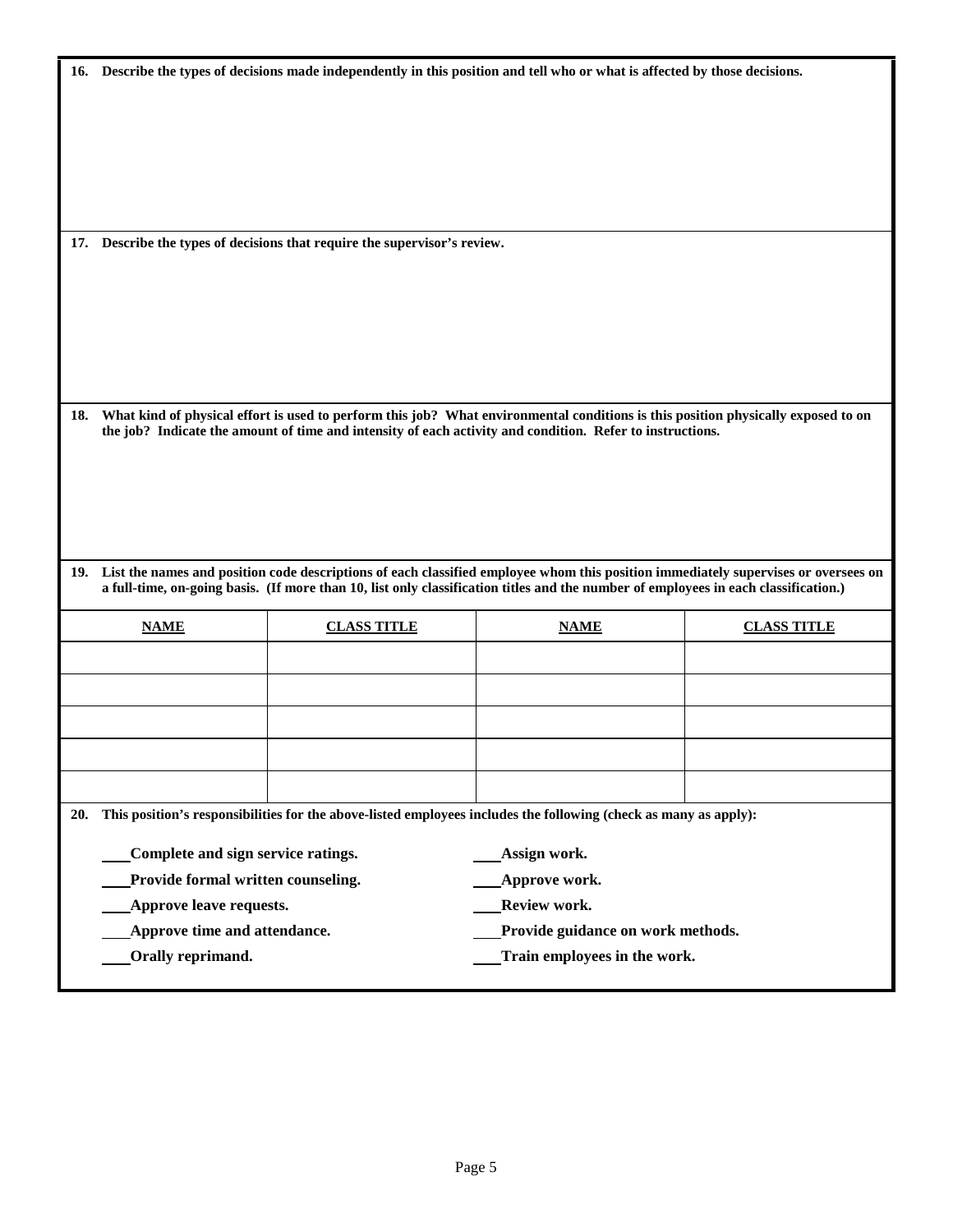**16. Describe the types of decisions made independently in this position and tell who or what is affected by those decisions.**

**17. Describe the types of decisions that require the supervisor's review.**

**18. What kind of physical effort is used to perform this job? What environmental conditions is this position physically exposed to on the job? Indicate the amount of time and intensity of each activity and condition. Refer to instructions.**

**19. List the names and position code descriptions of each classified employee whom this position immediately supervises or oversees on a full-time, on-going basis. (If more than 10, list only classification titles and the number of employees in each classification.)**

| NAME | CLASS TITLE | NAME | CLASS TITLE |
|---|---|---|---|
| | | | |
| | | | |
| | | | |
| | | | |
| | | | |

**20. This position's responsibilities for the above-listed employees includes the following (check as many as apply):**

___ **Complete and sign service ratings.**

___ **Provide formal written counseling.**

___ **Approve leave requests.**

___ **Approve time and attendance.**

___ **Orally reprimand.**

___ **Assign work.**

___ **Approve work.**

___ **Review work.**

___ **Provide guidance on work methods.**

___ **Train employees in the work.**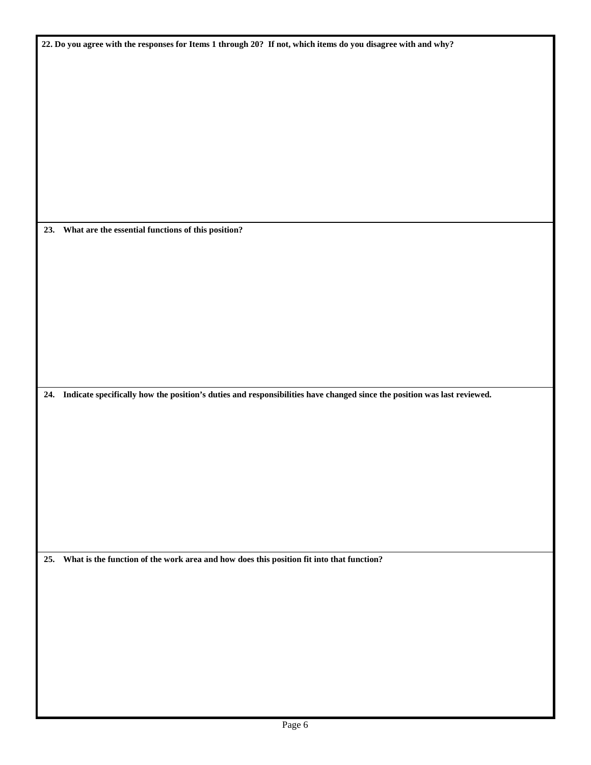**22. Do you agree with the responses for Items 1 through 20? If not, which items do you disagree with and why?**

**23. What are the essential functions of this position?**

**24. Indicate specifically how the position's duties and responsibilities have changed since the position was last reviewed.**

**25. What is the function of the work area and how does this position fit into that function?**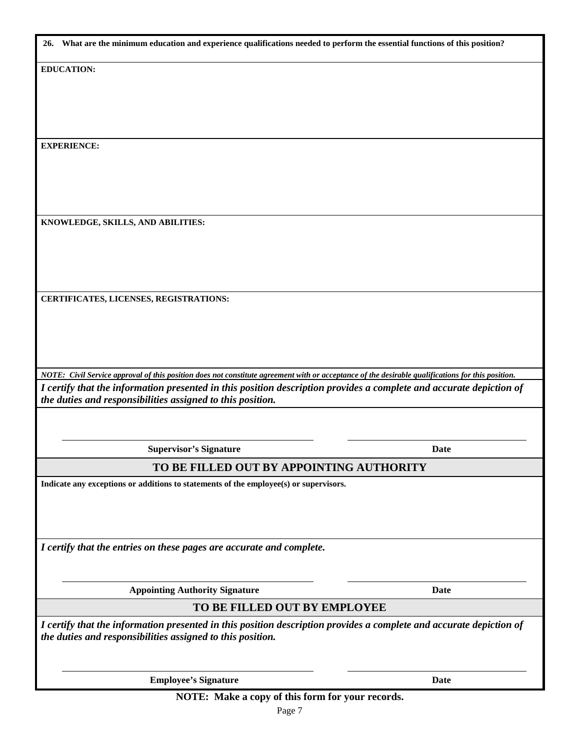**26. What are the minimum education and experience qualifications needed to perform the essential functions of this position?**

**EDUCATION:**

**EXPERIENCE:**

**KNOWLEDGE, SKILLS, AND ABILITIES:**

**CERTIFICATES, LICENSES, REGISTRATIONS:**

*NOTE: Civil Service approval of this position does not constitute agreement with or acceptance of the desirable qualifications for this position.*

***I certify that the information presented in this position description provides a complete and accurate depiction of the duties and responsibilities assigned to this position.***

**Supervisor's Signature** **Date**

## TO BE FILLED OUT BY APPOINTING AUTHORITY

**Indicate any exceptions or additions to statements of the employee(s) or supervisors.**

***I certify that the entries on these pages are accurate and complete.***

**Appointing Authority Signature** **Date**

## TO BE FILLED OUT BY EMPLOYEE

***I certify that the information presented in this position description provides a complete and accurate depiction of the duties and responsibilities assigned to this position.***

**Employee's Signature** **Date**

**NOTE: Make a copy of this form for your records.**